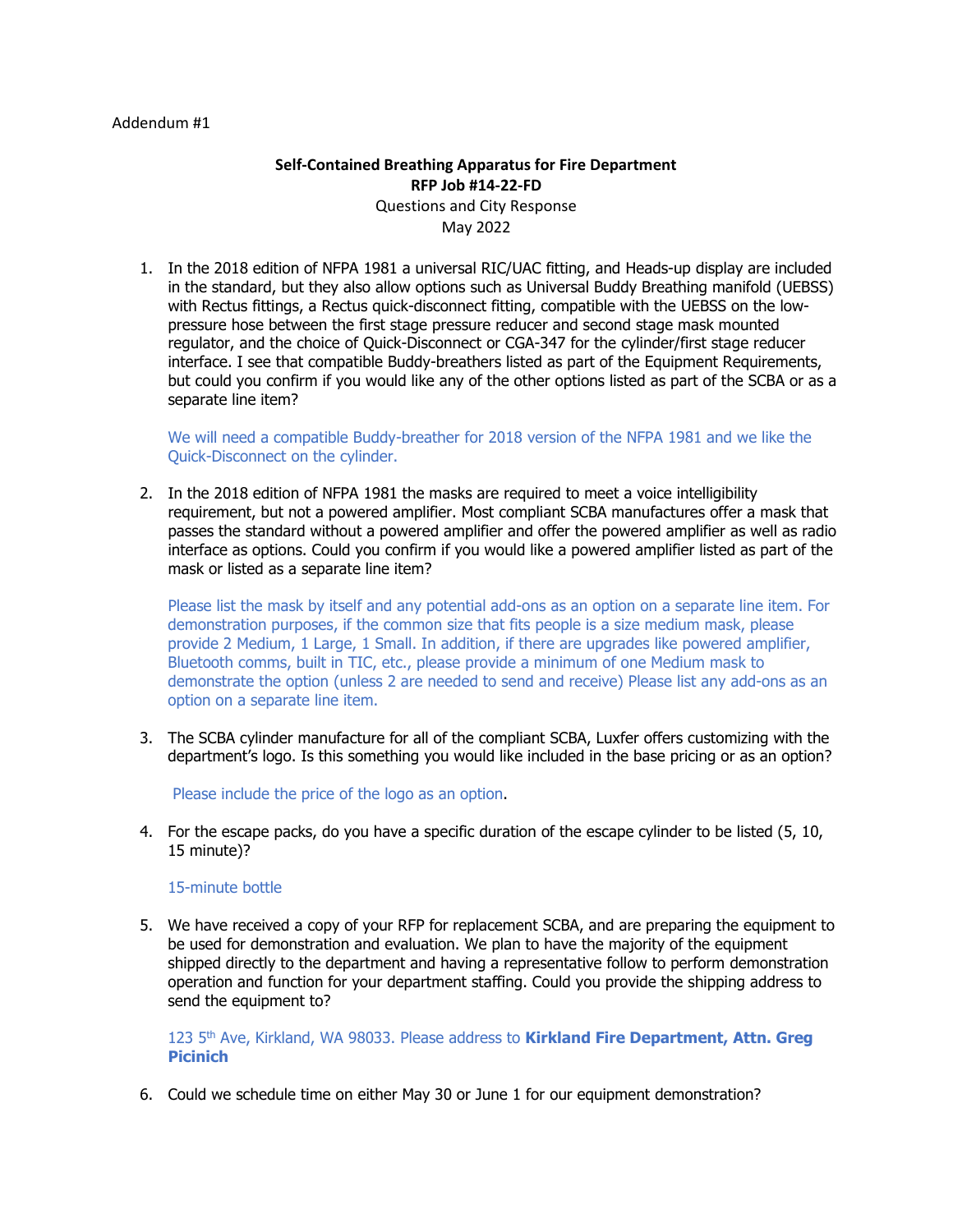Addendum #1

**Self-Contained Breathing Apparatus for Fire Department**
**RFP Job #14-22-FD**
Questions and City Response
May 2022

1. In the 2018 edition of NFPA 1981 a universal RIC/UAC fitting, and Heads-up display are included in the standard, but they also allow options such as Universal Buddy Breathing manifold (UEBSS) with Rectus fittings, a Rectus quick-disconnect fitting, compatible with the UEBSS on the low-pressure hose between the first stage pressure reducer and second stage mask mounted regulator, and the choice of Quick-Disconnect or CGA-347 for the cylinder/first stage reducer interface. I see that compatible Buddy-breathers listed as part of the Equipment Requirements, but could you confirm if you would like any of the other options listed as part of the SCBA or as a separate line item?

   We will need a compatible Buddy-breather for 2018 version of the NFPA 1981 and we like the Quick-Disconnect on the cylinder.

2. In the 2018 edition of NFPA 1981 the masks are required to meet a voice intelligibility requirement, but not a powered amplifier. Most compliant SCBA manufactures offer a mask that passes the standard without a powered amplifier and offer the powered amplifier as well as radio interface as options. Could you confirm if you would like a powered amplifier listed as part of the mask or listed as a separate line item?

   Please list the mask by itself and any potential add-ons as an option on a separate line item. For demonstration purposes, if the common size that fits people is a size medium mask, please provide 2 Medium, 1 Large, 1 Small. In addition, if there are upgrades like powered amplifier, Bluetooth comms, built in TIC, etc., please provide a minimum of one Medium mask to demonstrate the option (unless 2 are needed to send and receive) Please list any add-ons as an option on a separate line item.

3. The SCBA cylinder manufacture for all of the compliant SCBA, Luxfer offers customizing with the department's logo. Is this something you would like included in the base pricing or as an option?

   Please include the price of the logo as an option.

4. For the escape packs, do you have a specific duration of the escape cylinder to be listed (5, 10, 15 minute)?

   15-minute bottle

5. We have received a copy of your RFP for replacement SCBA, and are preparing the equipment to be used for demonstration and evaluation. We plan to have the majority of the equipment shipped directly to the department and having a representative follow to perform demonstration operation and function for your department staffing. Could you provide the shipping address to send the equipment to?

   123 5th Ave, Kirkland, WA 98033. Please address to **Kirkland Fire Department, Attn. Greg Picinich**

6. Could we schedule time on either May 30 or June 1 for our equipment demonstration?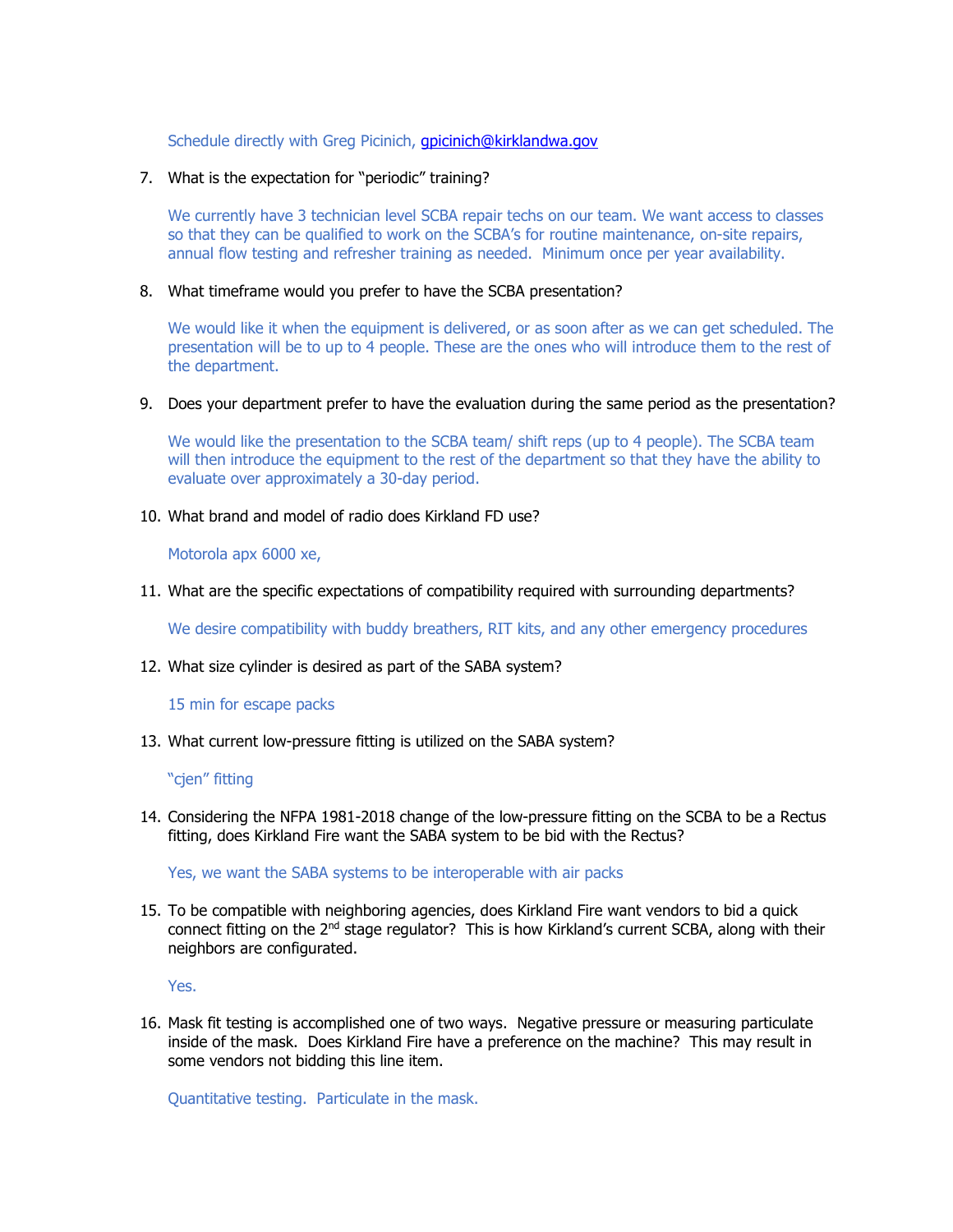Schedule directly with Greg Picinich, gpicinich@kirklandwa.gov

7. What is the expectation for "periodic" training?

   We currently have 3 technician level SCBA repair techs on our team. We want access to classes so that they can be qualified to work on the SCBA's for routine maintenance, on-site repairs, annual flow testing and refresher training as needed. Minimum once per year availability.

8. What timeframe would you prefer to have the SCBA presentation?

   We would like it when the equipment is delivered, or as soon after as we can get scheduled. The presentation will be to up to 4 people. These are the ones who will introduce them to the rest of the department.

9. Does your department prefer to have the evaluation during the same period as the presentation?

   We would like the presentation to the SCBA team/ shift reps (up to 4 people). The SCBA team will then introduce the equipment to the rest of the department so that they have the ability to evaluate over approximately a 30-day period.

10. What brand and model of radio does Kirkland FD use?

    Motorola apx 6000 xe,

11. What are the specific expectations of compatibility required with surrounding departments?

    We desire compatibility with buddy breathers, RIT kits, and any other emergency procedures

12. What size cylinder is desired as part of the SABA system?

    15 min for escape packs

13. What current low-pressure fitting is utilized on the SABA system?

    "cjen" fitting

14. Considering the NFPA 1981-2018 change of the low-pressure fitting on the SCBA to be a Rectus fitting, does Kirkland Fire want the SABA system to be bid with the Rectus?

    Yes, we want the SABA systems to be interoperable with air packs

15. To be compatible with neighboring agencies, does Kirkland Fire want vendors to bid a quick connect fitting on the 2nd stage regulator? This is how Kirkland's current SCBA, along with their neighbors are configurated.

    Yes.

16. Mask fit testing is accomplished one of two ways. Negative pressure or measuring particulate inside of the mask. Does Kirkland Fire have a preference on the machine? This may result in some vendors not bidding this line item.

    Quantitative testing. Particulate in the mask.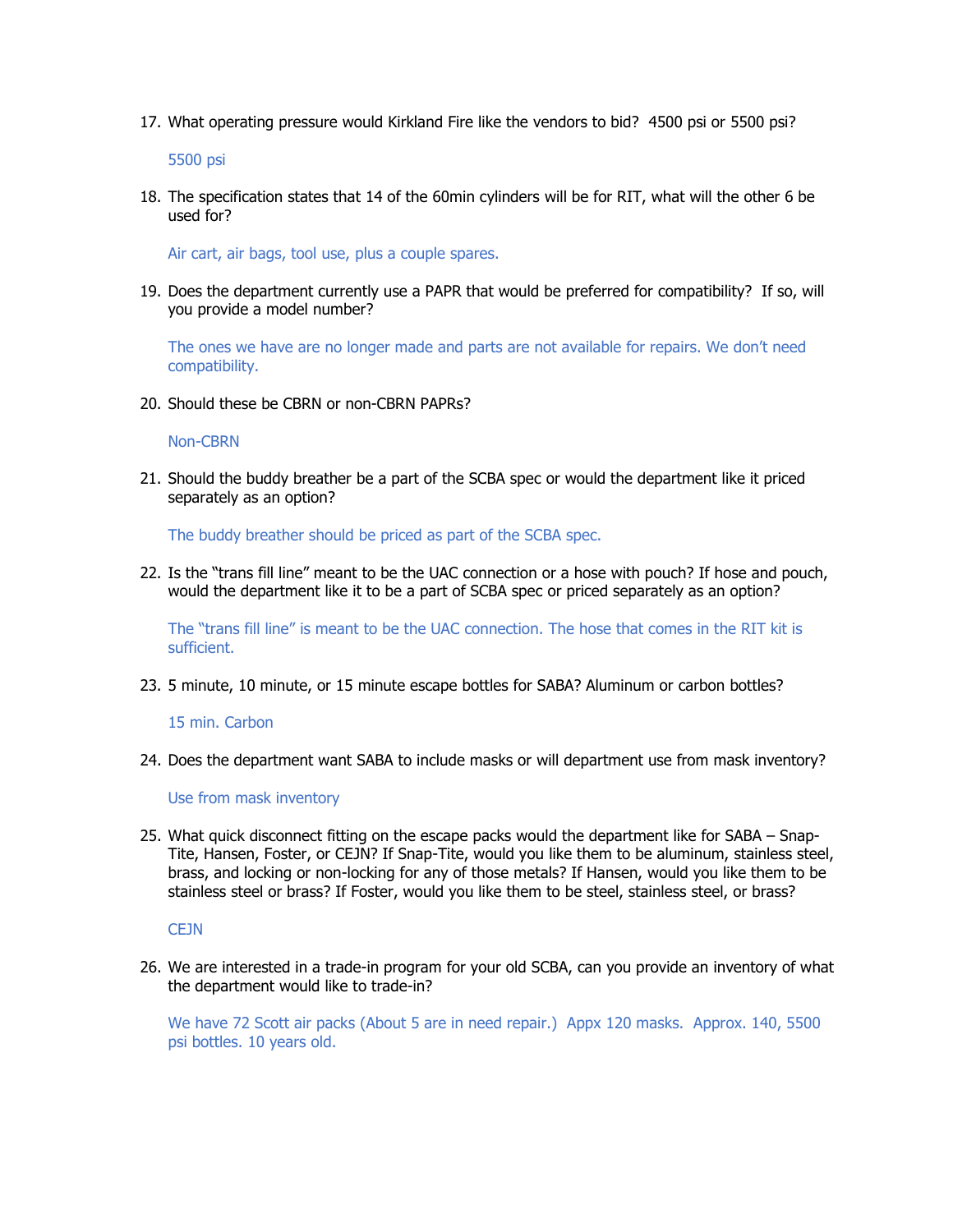17. What operating pressure would Kirkland Fire like the vendors to bid? 4500 psi or 5500 psi?

    5500 psi

18. The specification states that 14 of the 60min cylinders will be for RIT, what will the other 6 be used for?

    Air cart, air bags, tool use, plus a couple spares.

19. Does the department currently use a PAPR that would be preferred for compatibility? If so, will you provide a model number?

    The ones we have are no longer made and parts are not available for repairs. We don't need compatibility.

20. Should these be CBRN or non-CBRN PAPRs?

    Non-CBRN

21. Should the buddy breather be a part of the SCBA spec or would the department like it priced separately as an option?

    The buddy breather should be priced as part of the SCBA spec.

22. Is the "trans fill line" meant to be the UAC connection or a hose with pouch? If hose and pouch, would the department like it to be a part of SCBA spec or priced separately as an option?

    The "trans fill line" is meant to be the UAC connection. The hose that comes in the RIT kit is sufficient.

23. 5 minute, 10 minute, or 15 minute escape bottles for SABA? Aluminum or carbon bottles?

    15 min. Carbon

24. Does the department want SABA to include masks or will department use from mask inventory?

    Use from mask inventory

25. What quick disconnect fitting on the escape packs would the department like for SABA – Snap-Tite, Hansen, Foster, or CEJN? If Snap-Tite, would you like them to be aluminum, stainless steel, brass, and locking or non-locking for any of those metals? If Hansen, would you like them to be stainless steel or brass? If Foster, would you like them to be steel, stainless steel, or brass?

    CEJN

26. We are interested in a trade-in program for your old SCBA, can you provide an inventory of what the department would like to trade-in?

    We have 72 Scott air packs (About 5 are in need repair.) Appx 120 masks. Approx. 140, 5500 psi bottles. 10 years old.